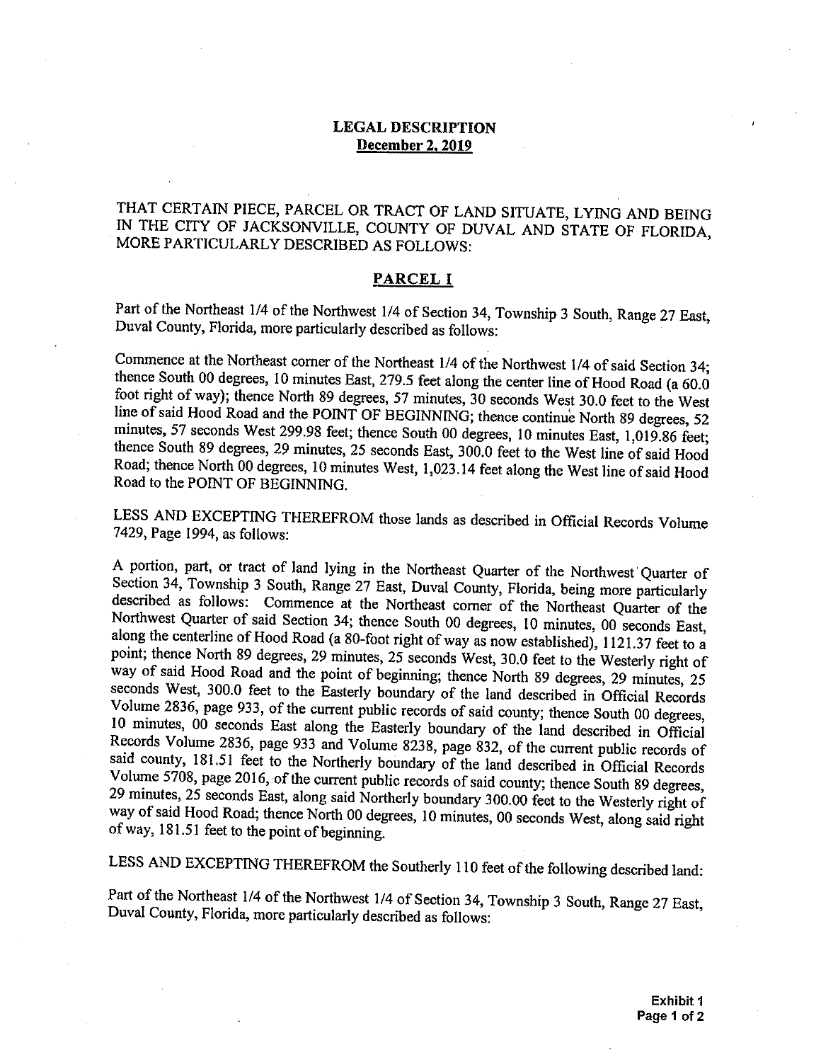## LEGAL DESCRIPTION

**December 2, 2019**

THAT CERTAIN PIECE, PARCEL OR TRACT OF LAND SITUATE, LYING AND BEING IN THE CITY OF JACKSONVILLE, COUNTY OF DUVAL AND STATE OF FLORIDA, MORE PARTICULARLY DESCRIBED AS FOLLOWS:

### PARCEL I

Part of the Northeast 1/4 of the Northwest 1/4 of Section 34, Township 3 South, Range 27 East, Duval County, Florida, more particularly described as follows:

Commence at the Northeast corner of the Northeast 1/4 of the Northwest 1/4 of said Section 34; thence South 00 degrees, 10 minutes East, 279.5 feet along the center line of Hood Road (a 60.0 foot right of way); thence North 89 degrees, 57 minutes, 30 seconds West 30.0 feet to the West line of said Hood Road and the POINT OF BEGINNING; thence continue North 89 degrees, 52 minutes, 57 seconds West 299.98 feet; thence South 00 degrees, 10 minutes East, 1,019.86 feet; thence South 89 degrees, 29 minutes, 25 seconds East, 300.0 feet to the West line of said Hood Road; thence North 00 degrees, 10 minutes West, 1,023.14 feet along the West line of said Hood Road to the POINT OF BEGINNING.

LESS AND EXCEPTING THEREFROM those lands as described in Official Records Volume 7429, Page 1994, as follows:

A portion, part, or tract of land lying in the Northeast Quarter of the Northwest Quarter of Section 34, Township 3 South, Range 27 East, Duval County, Florida, being more particularly described as follows: Commence at the Northeast corner of the Northeast Quarter of the Northwest Quarter of said Section 34; thence South 00 degrees, 10 minutes, 00 seconds East, along the centerline of Hood Road (a 80-foot right of way as now established), 1121.37 feet to a point; thence North 89 degrees, 29 minutes, 25 seconds West, 30.0 feet to the Westerly right of way of said Hood Road and the point of beginning; thence North 89 degrees, 29 minutes, 25 seconds West, 300.0 feet to the Easterly boundary of the land described in Official Records Volume 2836, page 933, of the current public records of said county; thence South 00 degrees, 10 minutes, 00 seconds East along the Easterly boundary of the land described in Official Records Volume 2836, page 933 and Volume 8238, page 832, of the current public records of said county, 181.51 feet to the Northerly boundary of the land described in Official Records Volume 5708, page 2016, of the current public records of said county; thence South 89 degrees, 29 minutes, 25 seconds East, along said Northerly boundary 300.00 feet to the Westerly right of way of said Hood Road; thence North 00 degrees, 10 minutes, 00 seconds West, along said right of way, 181.51 feet to the point of beginning.

LESS AND EXCEPTING THEREFROM the Southerly 110 feet of the following described land:

Part of the Northeast 1/4 of the Northwest 1/4 of Section 34, Township 3 South, Range 27 East, Duval County, Florida, more particularly described as follows:

Exhibit 1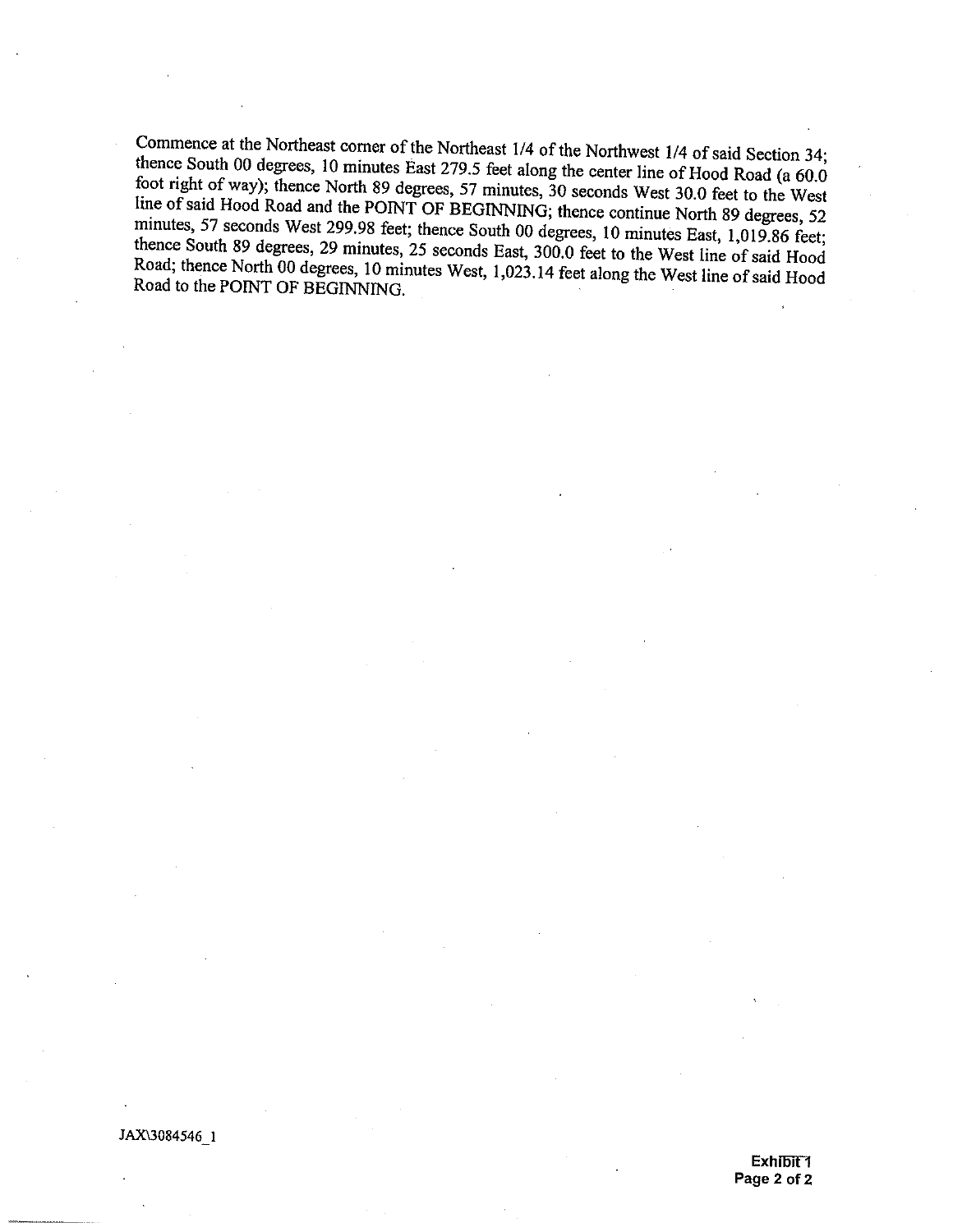Commence at the Northeast corner of the Northeast 1/4 of the Northwest 1/4 of said Section 34; thence South 00 degrees, 10 minutes East 279.5 feet along the center line of Hood Road (a 60.0 foot right of way); thence North 89 degrees, 57 minutes, 30 seconds West 30.0 feet to the West line of said Hood Road and the POINT OF BEGINNING; thence continue North 89 degrees, 52 minutes, 57 seconds West 299.98 feet; thence South 00 degrees, 10 minutes East, 1,019.86 feet; thence South 89 degrees, 29 minutes, 25 seconds East, 300.0 feet to the West line of said Hood Road; thence North 00 degrees, 10 minutes West, 1,023.14 feet along the West line of said Hood Road to the POINT OF BEGINNING.

JAX\3084546_1

**Exhibit 1**
**Page 2 of 2**